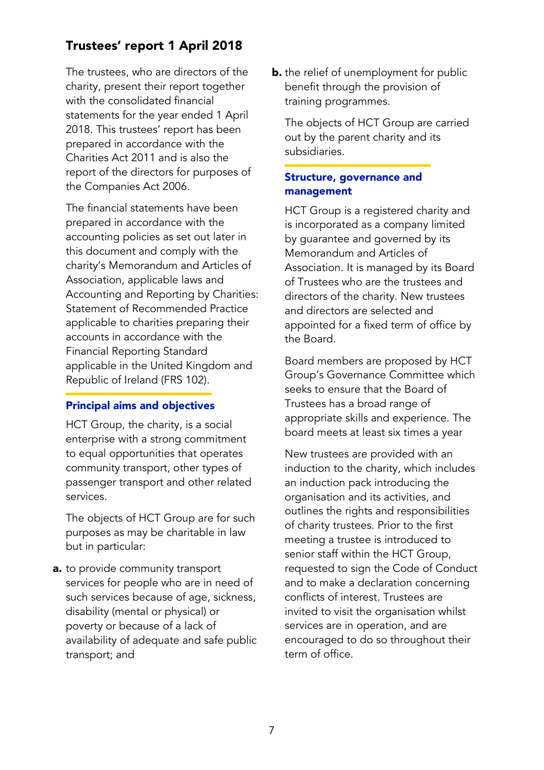# Trustees' report 1 April 2018

The trustees, who are directors of the charity, present their report together with the consolidated financial statements for the year ended 1 April 2018. This trustees' report has been prepared in accordance with the Charities Act 2011 and is also the report of the directors for purposes of the Companies Act 2006.

The financial statements have been prepared in accordance with the accounting policies as set out later in this document and comply with the charity's Memorandum and Articles of Association, applicable laws and Accounting and Reporting by Charities: Statement of Recommended Practice applicable to charities preparing their accounts in accordance with the Financial Reporting Standard applicable in the United Kingdom and Republic of Ireland (FRS 102).

## Principal aims and objectives

HCT Group, the charity, is a social enterprise with a strong commitment to equal opportunities that operates community transport, other types of passenger transport and other related services.

The objects of HCT Group are for such purposes as may be charitable in law but in particular:

**a.** to provide community transport services for people who are in need of such services because of age, sickness, disability (mental or physical) or poverty or because of a lack of availability of adequate and safe public transport; and

**b.** the relief of unemployment for public benefit through the provision of training programmes.

The objects of HCT Group are carried out by the parent charity and its subsidiaries.

## Structure, governance and management

HCT Group is a registered charity and is incorporated as a company limited by guarantee and governed by its Memorandum and Articles of Association. It is managed by its Board of Trustees who are the trustees and directors of the charity. New trustees and directors are selected and appointed for a fixed term of office by the Board.

Board members are proposed by HCT Group's Governance Committee which seeks to ensure that the Board of Trustees has a broad range of appropriate skills and experience. The board meets at least six times a year

New trustees are provided with an induction to the charity, which includes an induction pack introducing the organisation and its activities, and outlines the rights and responsibilities of charity trustees. Prior to the first meeting a trustee is introduced to senior staff within the HCT Group, requested to sign the Code of Conduct and to make a declaration concerning conflicts of interest. Trustees are invited to visit the organisation whilst services are in operation, and are encouraged to do so throughout their term of office.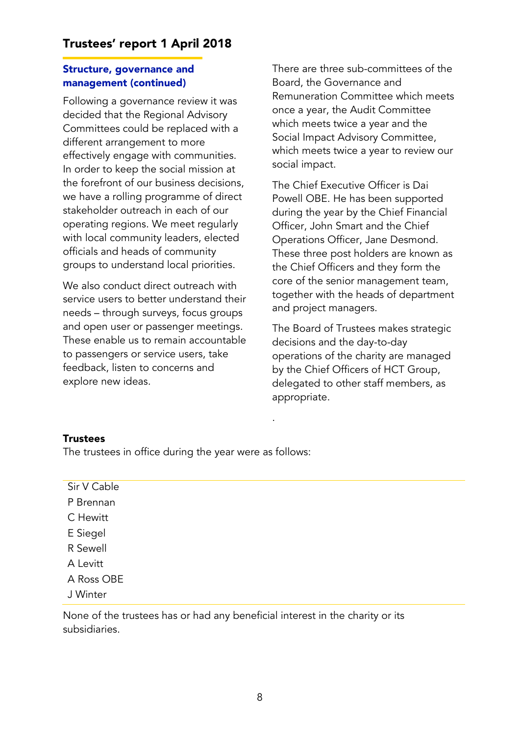# Trustees' report 1 April 2018

## Structure, governance and management (continued)

Following a governance review it was decided that the Regional Advisory Committees could be replaced with a different arrangement to more effectively engage with communities. In order to keep the social mission at the forefront of our business decisions, we have a rolling programme of direct stakeholder outreach in each of our operating regions. We meet regularly with local community leaders, elected officials and heads of community groups to understand local priorities.

We also conduct direct outreach with service users to better understand their needs – through surveys, focus groups and open user or passenger meetings. These enable us to remain accountable to passengers or service users, take feedback, listen to concerns and explore new ideas.

There are three sub-committees of the Board, the Governance and Remuneration Committee which meets once a year, the Audit Committee which meets twice a year and the Social Impact Advisory Committee, which meets twice a year to review our social impact.

The Chief Executive Officer is Dai Powell OBE. He has been supported during the year by the Chief Financial Officer, John Smart and the Chief Operations Officer, Jane Desmond. These three post holders are known as the Chief Officers and they form the core of the senior management team, together with the heads of department and project managers.

The Board of Trustees makes strategic decisions and the day-to-day operations of the charity are managed by the Chief Officers of HCT Group, delegated to other staff members, as appropriate.

.

**Trustees**

The trustees in office during the year were as follows:

Sir V Cable
P Brennan
C Hewitt
E Siegel
R Sewell
A Levitt
A Ross OBE
J Winter

None of the trustees has or had any beneficial interest in the charity or its subsidiaries.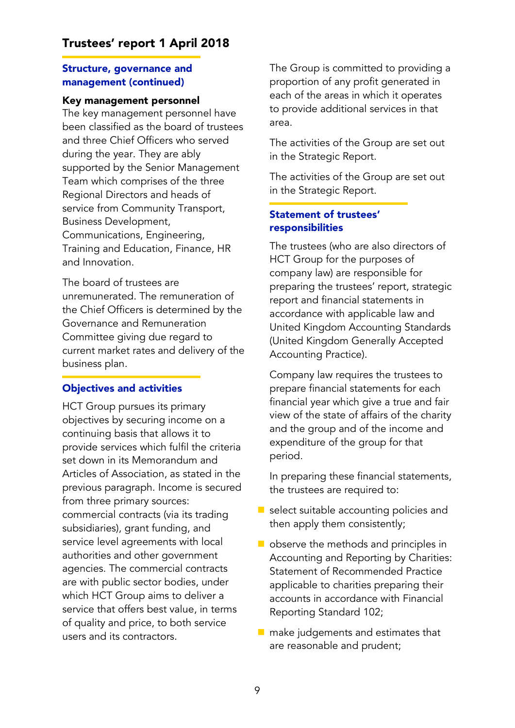# Trustees' report 1 April 2018

## Structure, governance and management (continued)

### Key management personnel

The key management personnel have been classified as the board of trustees and three Chief Officers who served during the year. They are ably supported by the Senior Management Team which comprises of the three Regional Directors and heads of service from Community Transport, Business Development, Communications, Engineering, Training and Education, Finance, HR and Innovation.

The board of trustees are unremunerated. The remuneration of the Chief Officers is determined by the Governance and Remuneration Committee giving due regard to current market rates and delivery of the business plan.

## Objectives and activities

HCT Group pursues its primary objectives by securing income on a continuing basis that allows it to provide services which fulfil the criteria set down in its Memorandum and Articles of Association, as stated in the previous paragraph. Income is secured from three primary sources: commercial contracts (via its trading subsidiaries), grant funding, and service level agreements with local authorities and other government agencies. The commercial contracts are with public sector bodies, under which HCT Group aims to deliver a service that offers best value, in terms of quality and price, to both service users and its contractors.

The Group is committed to providing a proportion of any profit generated in each of the areas in which it operates to provide additional services in that area.

The activities of the Group are set out in the Strategic Report.

The activities of the Group are set out in the Strategic Report.

## Statement of trustees' responsibilities

The trustees (who are also directors of HCT Group for the purposes of company law) are responsible for preparing the trustees' report, strategic report and financial statements in accordance with applicable law and United Kingdom Accounting Standards (United Kingdom Generally Accepted Accounting Practice).

Company law requires the trustees to prepare financial statements for each financial year which give a true and fair view of the state of affairs of the charity and the group and of the income and expenditure of the group for that period.

In preparing these financial statements, the trustees are required to:

- select suitable accounting policies and then apply them consistently;
- observe the methods and principles in Accounting and Reporting by Charities: Statement of Recommended Practice applicable to charities preparing their accounts in accordance with Financial Reporting Standard 102;
- make judgements and estimates that are reasonable and prudent;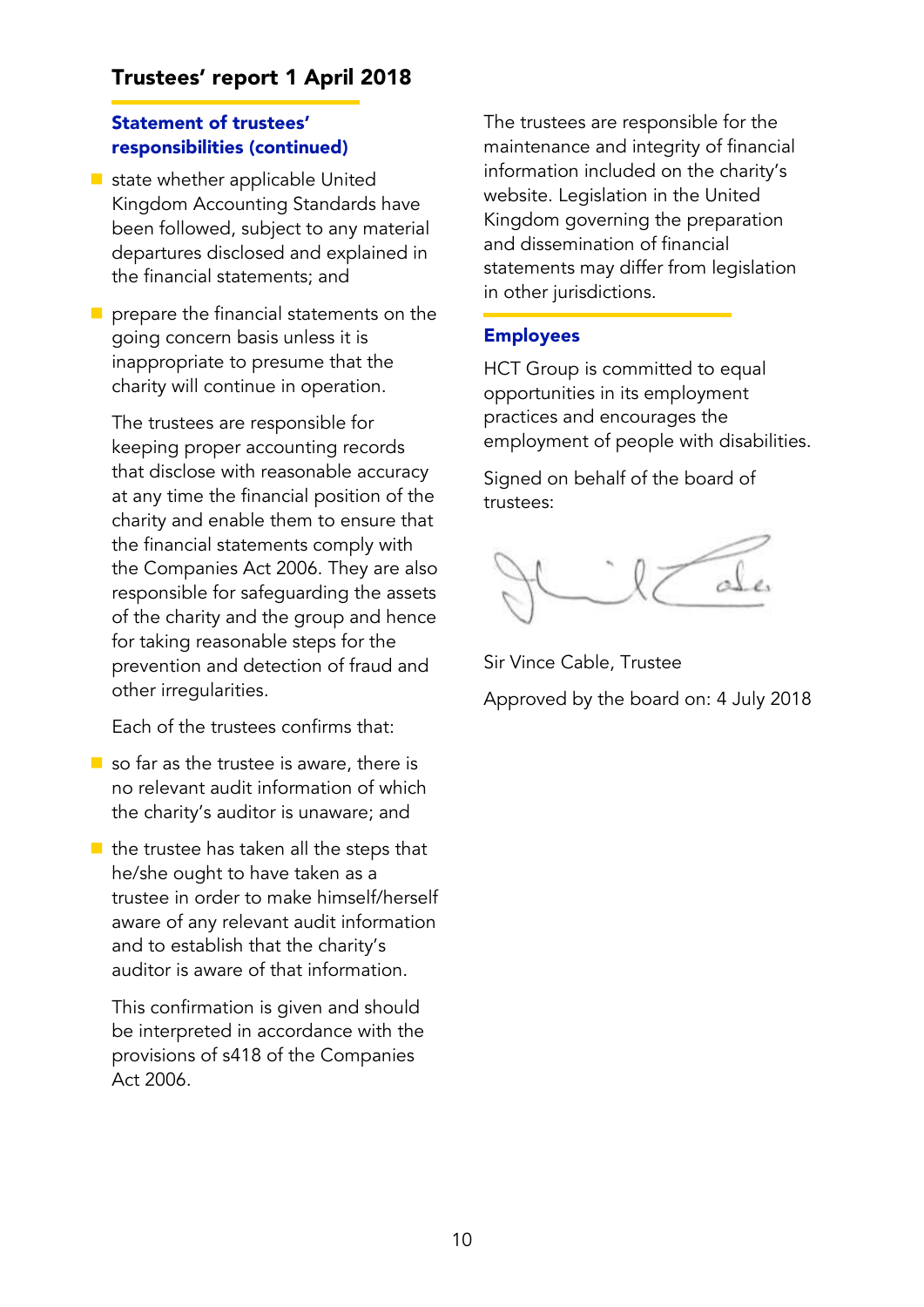## Trustees' report 1 April 2018

### Statement of trustees' responsibilities (continued)

- state whether applicable United Kingdom Accounting Standards have been followed, subject to any material departures disclosed and explained in the financial statements; and
- prepare the financial statements on the going concern basis unless it is inappropriate to presume that the charity will continue in operation.

The trustees are responsible for keeping proper accounting records that disclose with reasonable accuracy at any time the financial position of the charity and enable them to ensure that the financial statements comply with the Companies Act 2006. They are also responsible for safeguarding the assets of the charity and the group and hence for taking reasonable steps for the prevention and detection of fraud and other irregularities.

Each of the trustees confirms that:

- so far as the trustee is aware, there is no relevant audit information of which the charity's auditor is unaware; and
- the trustee has taken all the steps that he/she ought to have taken as a trustee in order to make himself/herself aware of any relevant audit information and to establish that the charity's auditor is aware of that information.

This confirmation is given and should be interpreted in accordance with the provisions of s418 of the Companies Act 2006.

The trustees are responsible for the maintenance and integrity of financial information included on the charity's website. Legislation in the United Kingdom governing the preparation and dissemination of financial statements may differ from legislation in other jurisdictions.

### Employees

HCT Group is committed to equal opportunities in its employment practices and encourages the employment of people with disabilities.

Signed on behalf of the board of trustees:

Sir Vince Cable, Trustee

Approved by the board on: 4 July 2018